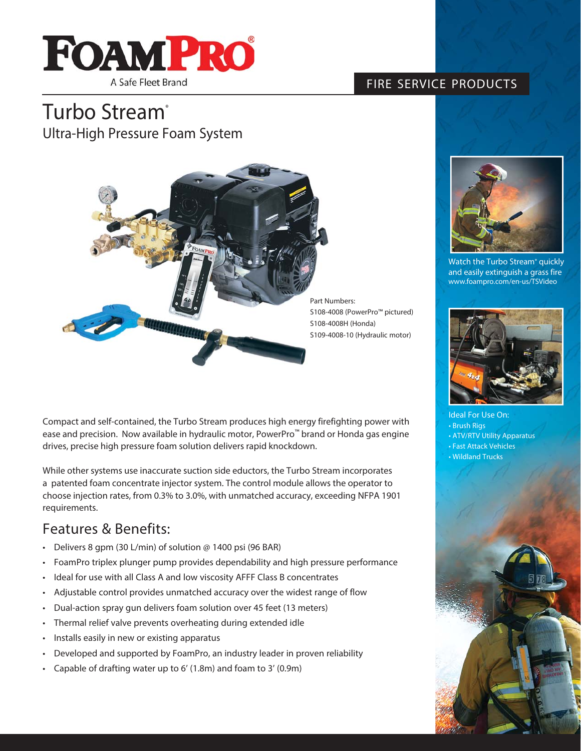FOAMPRO®

A Safe Fleet Brand

FIRE SERVICE PRODUCTS

# Turbo Stream®

## Ultra-High Pressure Foam System

Part Numbers:
S108-4008 (PowerPro™ pictured)
S108-4008H (Honda)
S109-4008-10 (Hydraulic motor)

Compact and self-contained, the Turbo Stream produces high energy firefighting power with ease and precision. Now available in hydraulic motor, PowerPro™ brand or Honda gas engine drives, precise high pressure foam solution delivers rapid knockdown.

While other systems use inaccurate suction side eductors, the Turbo Stream incorporates a patented foam concentrate injector system. The control module allows the operator to choose injection rates, from 0.3% to 3.0%, with unmatched accuracy, exceeding NFPA 1901 requirements.

## Features & Benefits:

- Delivers 8 gpm (30 L/min) of solution @ 1400 psi (96 BAR)
- FoamPro triplex plunger pump provides dependability and high pressure performance
- Ideal for use with all Class A and low viscosity AFFF Class B concentrates
- Adjustable control provides unmatched accuracy over the widest range of flow
- Dual-action spray gun delivers foam solution over 45 feet (13 meters)
- Thermal relief valve prevents overheating during extended idle
- Installs easily in new or existing apparatus
- Developed and supported by FoamPro, an industry leader in proven reliability
- Capable of drafting water up to 6' (1.8m) and foam to 3' (0.9m)

Watch the Turbo Stream® quickly and easily extinguish a grass fire
www.foampro.com/en-us/TSVideo

Ideal For Use On:

- Brush Rigs
- ATV/RTV Utility Apparatus
- Fast Attack Vehicles
- Wildland Trucks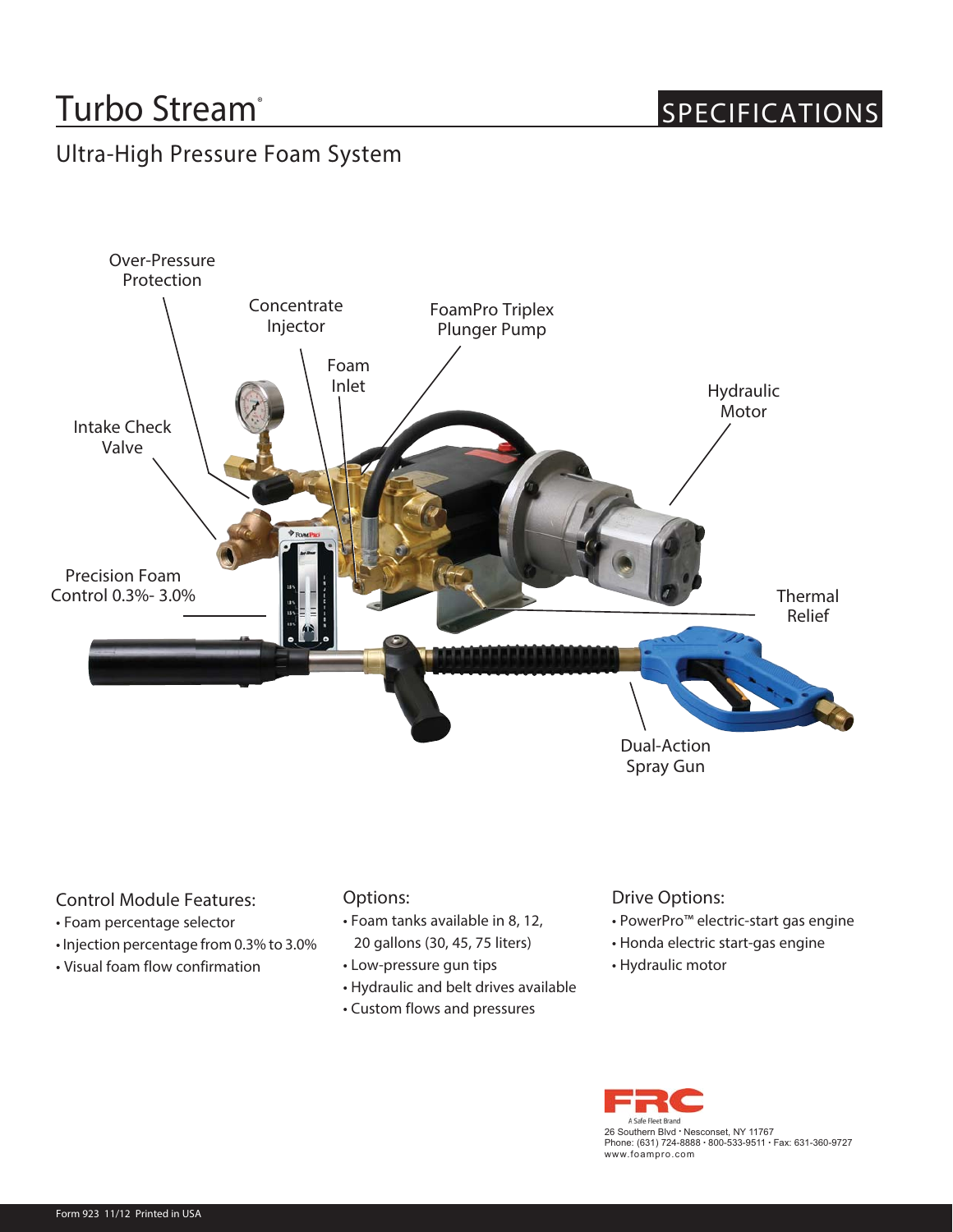# Turbo Stream®

## SPECIFICATIONS

## Ultra-High Pressure Foam System

Over-Pressure Protection

Concentrate Injector

FoamPro Triplex Plunger Pump

Foam Inlet

Hydraulic Motor

Intake Check Valve

Precision Foam Control 0.3%- 3.0%

Thermal Relief

Dual-Action Spray Gun

### Control Module Features:

- Foam percentage selector
- Injection percentage from 0.3% to 3.0%
- Visual foam flow confirmation

### Options:

- Foam tanks available in 8, 12, 20 gallons (30, 45, 75 liters)
- Low-pressure gun tips
- Hydraulic and belt drives available
- Custom flows and pressures

### Drive Options:

- PowerPro™ electric-start gas engine
- Honda electric start-gas engine
- Hydraulic motor

FRC
A Safe Fleet Brand
26 Southern Blvd • Nesconset, NY 11767
Phone: (631) 724-8888 • 800-533-9511 • Fax: 631-360-9727
www.foampro.com

Form 923 11/12 Printed in USA